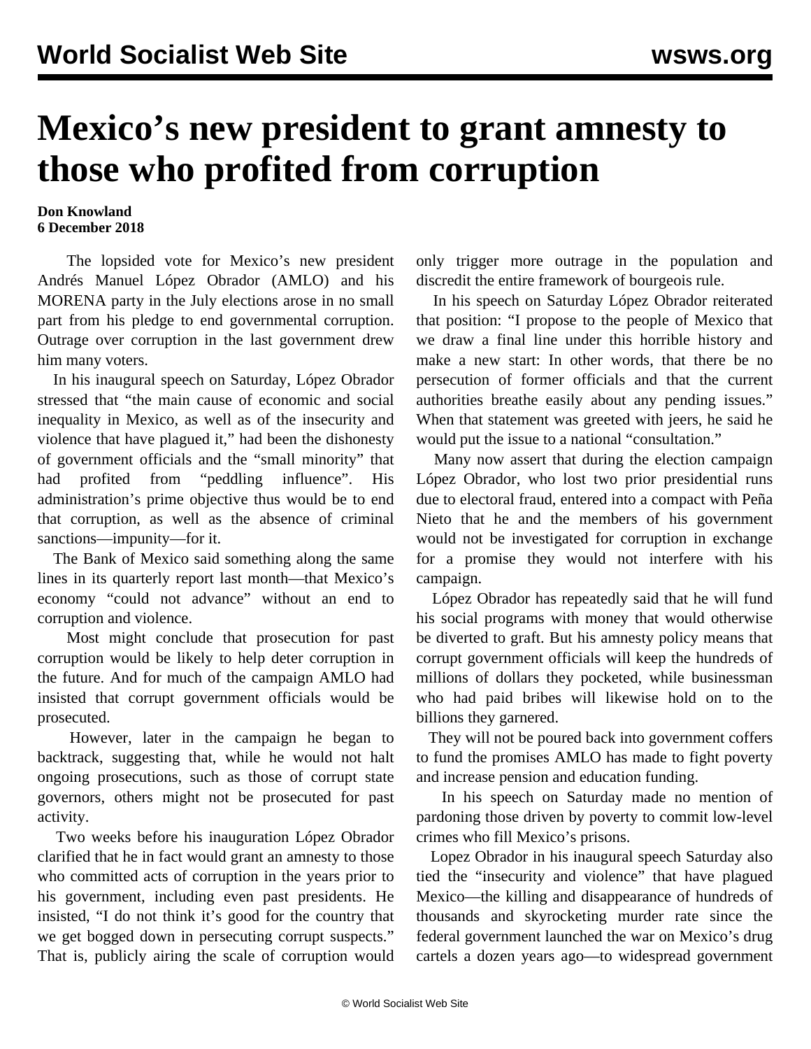# Mexico's new president to grant amnesty to those who profited from corruption

**Don Knowland**
**6 December 2018**

The lopsided vote for Mexico's new president Andrés Manuel López Obrador (AMLO) and his MORENA party in the July elections arose in no small part from his pledge to end governmental corruption. Outrage over corruption in the last government drew him many voters.

In his inaugural speech on Saturday, López Obrador stressed that "the main cause of economic and social inequality in Mexico, as well as of the insecurity and violence that have plagued it," had been the dishonesty of government officials and the "small minority" that had profited from "peddling influence". His administration's prime objective thus would be to end that corruption, as well as the absence of criminal sanctions—impunity—for it.

The Bank of Mexico said something along the same lines in its quarterly report last month—that Mexico's economy "could not advance" without an end to corruption and violence.

Most might conclude that prosecution for past corruption would be likely to help deter corruption in the future. And for much of the campaign AMLO had insisted that corrupt government officials would be prosecuted.

However, later in the campaign he began to backtrack, suggesting that, while he would not halt ongoing prosecutions, such as those of corrupt state governors, others might not be prosecuted for past activity.

Two weeks before his inauguration López Obrador clarified that he in fact would grant an amnesty to those who committed acts of corruption in the years prior to his government, including even past presidents. He insisted, "I do not think it's good for the country that we get bogged down in persecuting corrupt suspects." That is, publicly airing the scale of corruption would only trigger more outrage in the population and discredit the entire framework of bourgeois rule.

In his speech on Saturday López Obrador reiterated that position: "I propose to the people of Mexico that we draw a final line under this horrible history and make a new start: In other words, that there be no persecution of former officials and that the current authorities breathe easily about any pending issues." When that statement was greeted with jeers, he said he would put the issue to a national "consultation."

Many now assert that during the election campaign López Obrador, who lost two prior presidential runs due to electoral fraud, entered into a compact with Peña Nieto that he and the members of his government would not be investigated for corruption in exchange for a promise they would not interfere with his campaign.

López Obrador has repeatedly said that he will fund his social programs with money that would otherwise be diverted to graft. But his amnesty policy means that corrupt government officials will keep the hundreds of millions of dollars they pocketed, while businessman who had paid bribes will likewise hold on to the billions they garnered.

They will not be poured back into government coffers to fund the promises AMLO has made to fight poverty and increase pension and education funding.

In his speech on Saturday made no mention of pardoning those driven by poverty to commit low-level crimes who fill Mexico's prisons.

Lopez Obrador in his inaugural speech Saturday also tied the "insecurity and violence" that have plagued Mexico—the killing and disappearance of hundreds of thousands and skyrocketing murder rate since the federal government launched the war on Mexico's drug cartels a dozen years ago—to widespread government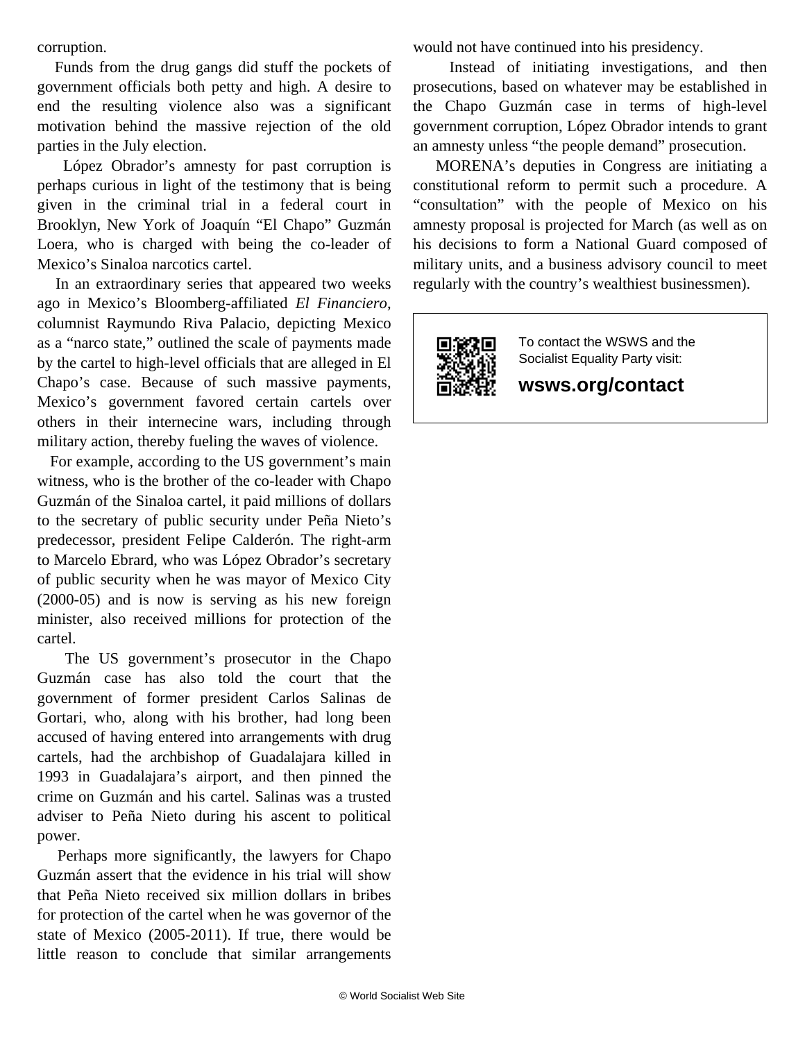corruption.

Funds from the drug gangs did stuff the pockets of government officials both petty and high. A desire to end the resulting violence also was a significant motivation behind the massive rejection of the old parties in the July election.

López Obrador's amnesty for past corruption is perhaps curious in light of the testimony that is being given in the criminal trial in a federal court in Brooklyn, New York of Joaquín "El Chapo" Guzmán Loera, who is charged with being the co-leader of Mexico's Sinaloa narcotics cartel.

In an extraordinary series that appeared two weeks ago in Mexico's Bloomberg-affiliated *El Financiero*, columnist Raymundo Riva Palacio, depicting Mexico as a "narco state," outlined the scale of payments made by the cartel to high-level officials that are alleged in El Chapo's case. Because of such massive payments, Mexico's government favored certain cartels over others in their internecine wars, including through military action, thereby fueling the waves of violence.

For example, according to the US government's main witness, who is the brother of the co-leader with Chapo Guzmán of the Sinaloa cartel, it paid millions of dollars to the secretary of public security under Peña Nieto's predecessor, president Felipe Calderón. The right-arm to Marcelo Ebrard, who was López Obrador's secretary of public security when he was mayor of Mexico City (2000-05) and is now is serving as his new foreign minister, also received millions for protection of the cartel.

The US government's prosecutor in the Chapo Guzmán case has also told the court that the government of former president Carlos Salinas de Gortari, who, along with his brother, had long been accused of having entered into arrangements with drug cartels, had the archbishop of Guadalajara killed in 1993 in Guadalajara's airport, and then pinned the crime on Guzmán and his cartel. Salinas was a trusted adviser to Peña Nieto during his ascent to political power.

Perhaps more significantly, the lawyers for Chapo Guzmán assert that the evidence in his trial will show that Peña Nieto received six million dollars in bribes for protection of the cartel when he was governor of the state of Mexico (2005-2011). If true, there would be little reason to conclude that similar arrangements would not have continued into his presidency.

Instead of initiating investigations, and then prosecutions, based on whatever may be established in the Chapo Guzmán case in terms of high-level government corruption, López Obrador intends to grant an amnesty unless "the people demand" prosecution.

MORENA's deputies in Congress are initiating a constitutional reform to permit such a procedure. A "consultation" with the people of Mexico on his amnesty proposal is projected for March (as well as on his decisions to form a National Guard composed of military units, and a business advisory council to meet regularly with the country's wealthiest businessmen).

To contact the WSWS and the Socialist Equality Party visit:

**wsws.org/contact**